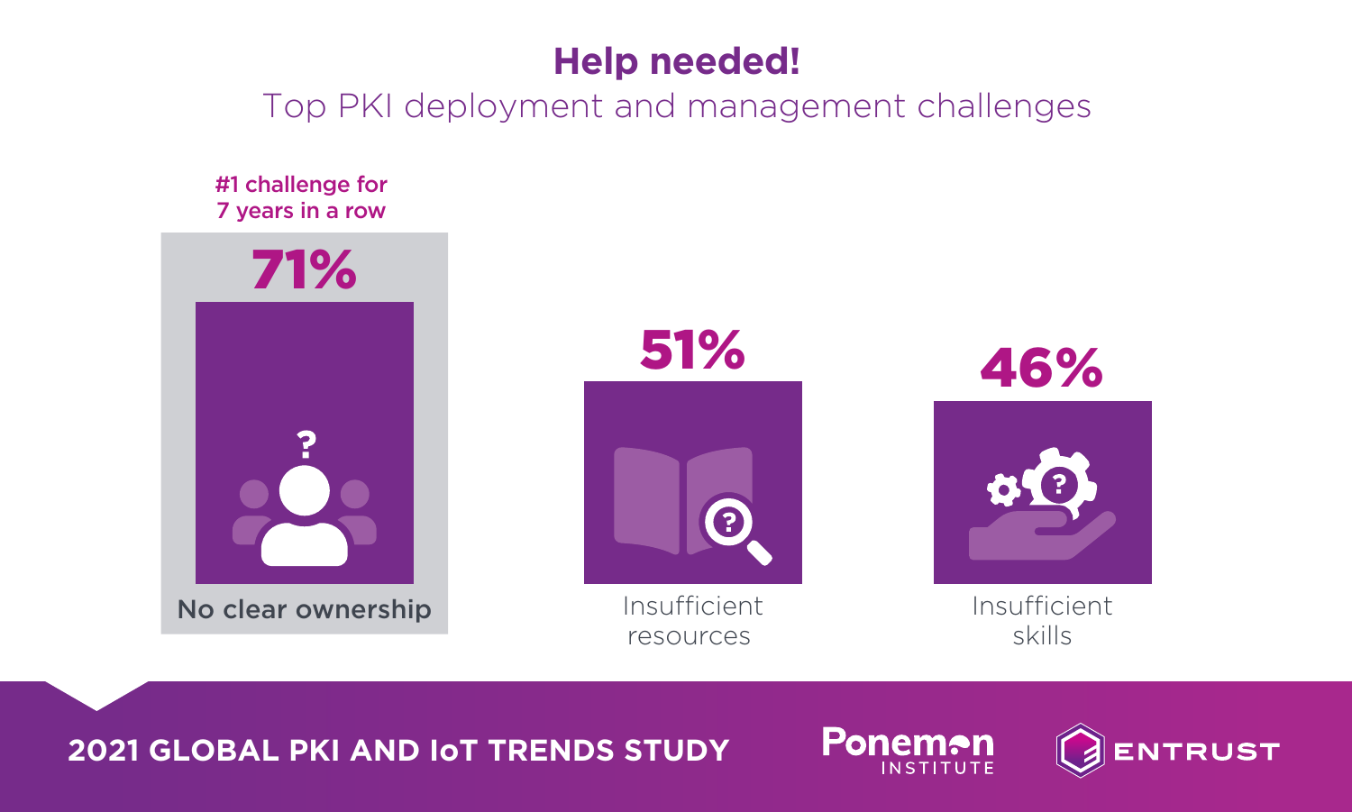# Help needed!

## Top PKI deployment and management challenges

#1 challenge for 7 years in a row

**71%**

No clear ownership

**51%**

Insufficient resources

**46%**

Insufficient skills

**2021 GLOBAL PKI AND IoT TRENDS STUDY**

Ponemon INSTITUTE

ENTRUST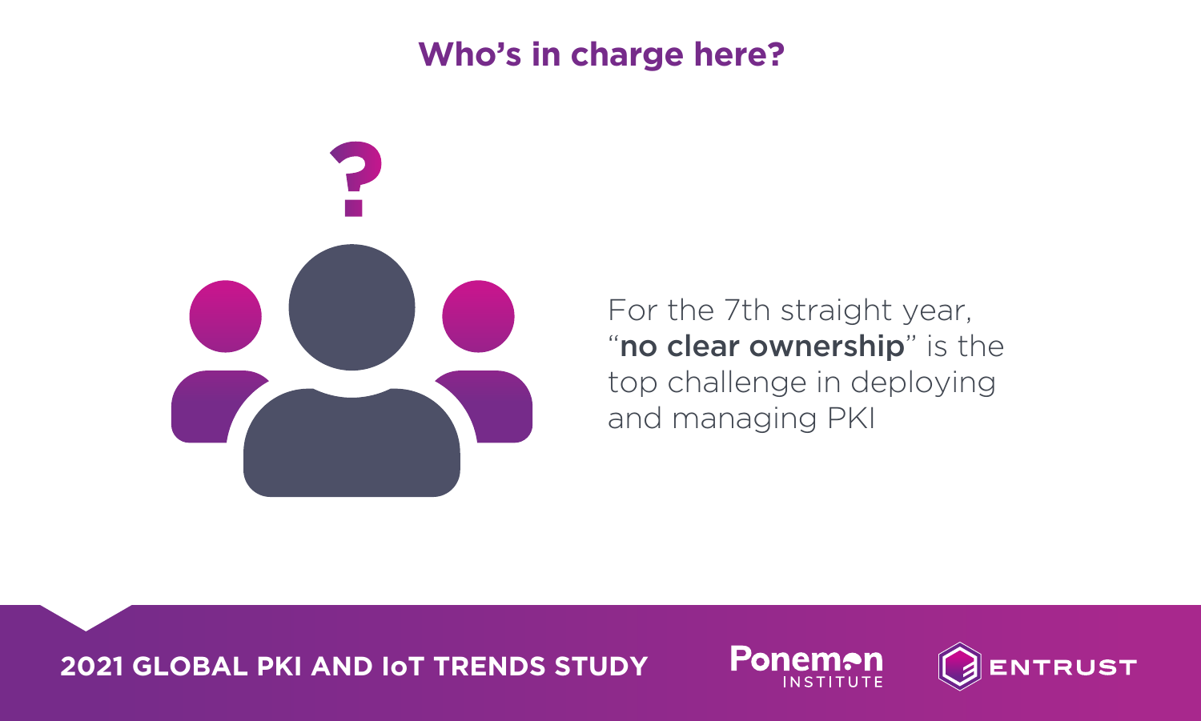# Who's in charge here?

For the 7th straight year, "**no clear ownership**" is the top challenge in deploying and managing PKI

**2021 GLOBAL PKI AND IoT TRENDS STUDY**

Ponemon INSTITUTE

ENTRUST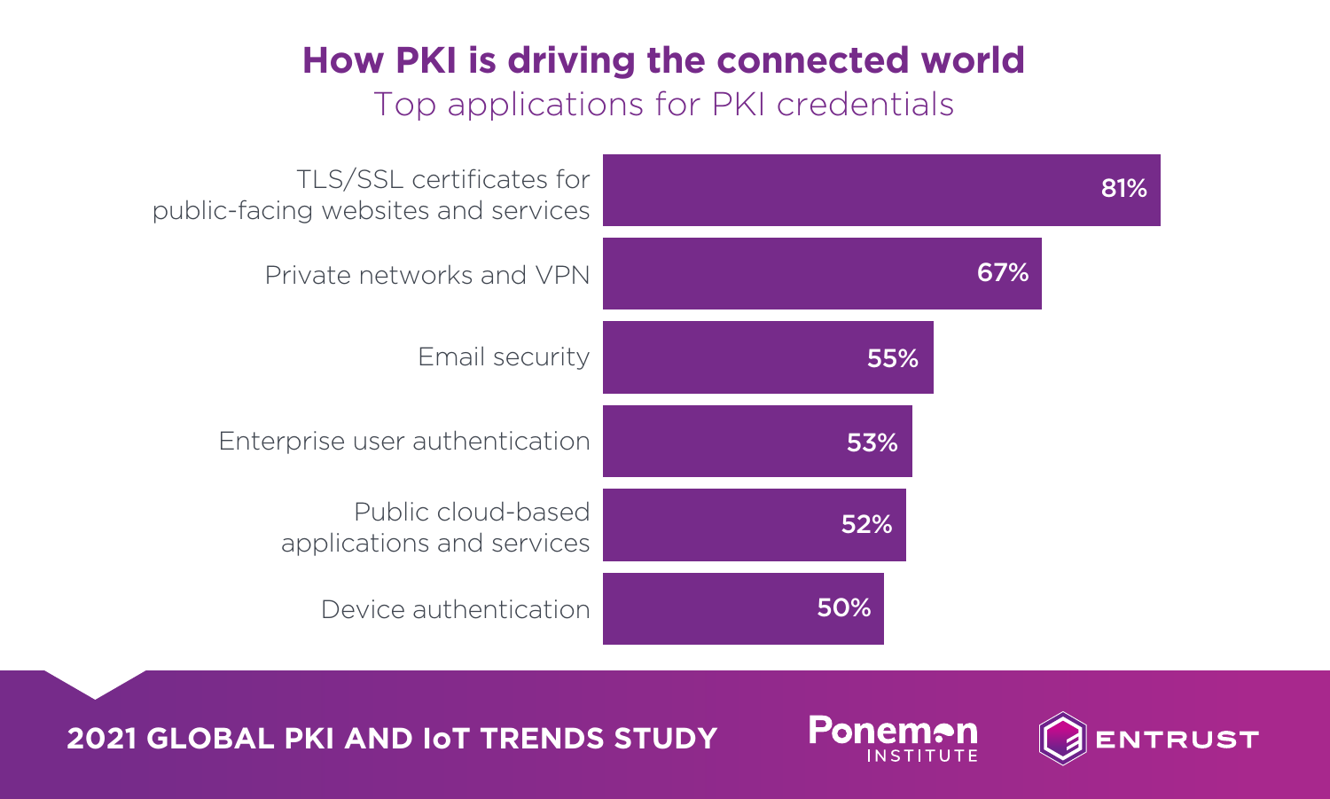# How PKI is driving the connected world

## Top applications for PKI credentials

| Application | Percentage |
|---|---|
| TLS/SSL certificates for public-facing websites and services | 81% |
| Private networks and VPN | 67% |
| Email security | 55% |
| Enterprise user authentication | 53% |
| Public cloud-based applications and services | 52% |
| Device authentication | 50% |

**2021 GLOBAL PKI AND IoT TRENDS STUDY**

Ponemon INSTITUTE

ENTRUST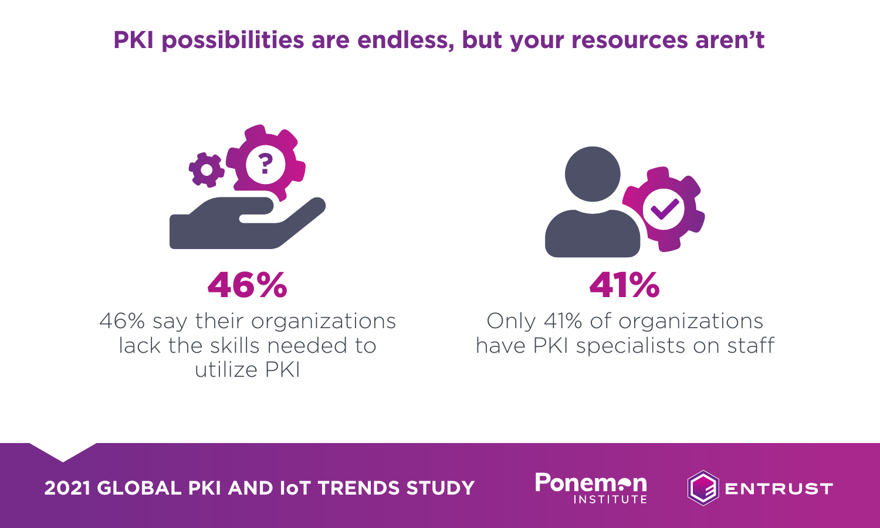# PKI possibilities are endless, but your resources aren't

**46%**

46% say their organizations lack the skills needed to utilize PKI

**41%**

Only 41% of organizations have PKI specialists on staff

**2021 GLOBAL PKI AND IoT TRENDS STUDY**

Ponemon INSTITUTE

ENTRUST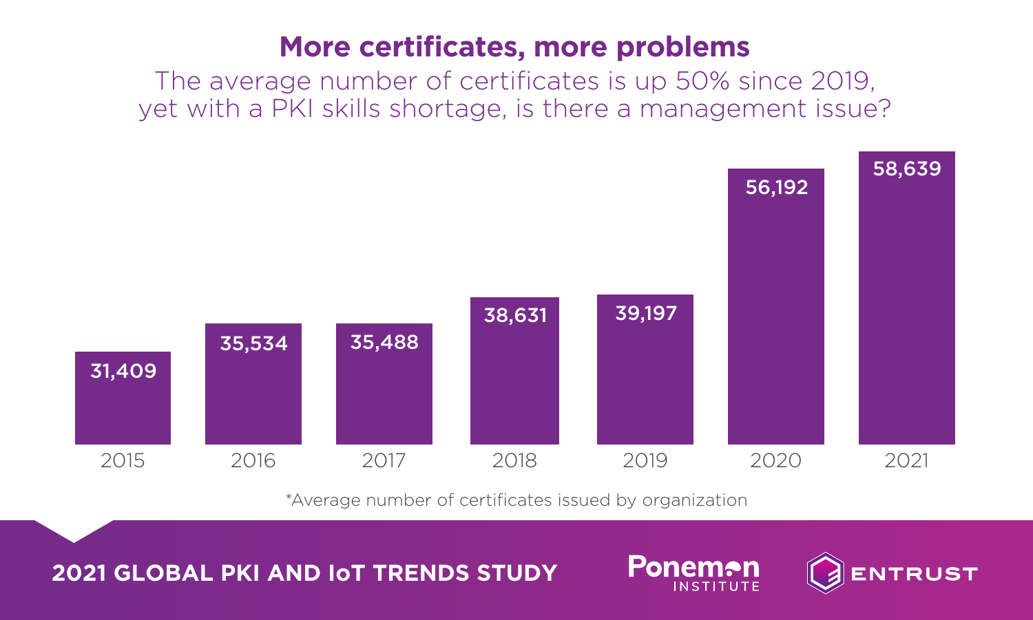# More certificates, more problems

The average number of certificates is up 50% since 2019, yet with a PKI skills shortage, is there a management issue?

| Year | Certificates |
| --- | --- |
| 2015 | 31,409 |
| 2016 | 35,534 |
| 2017 | 35,488 |
| 2018 | 38,631 |
| 2019 | 39,197 |
| 2020 | 56,192 |
| 2021 | 58,639 |

*Average number of certificates issued by organization

**2021 GLOBAL PKI AND IoT TRENDS STUDY**

Ponemon INSTITUTE

ENTRUST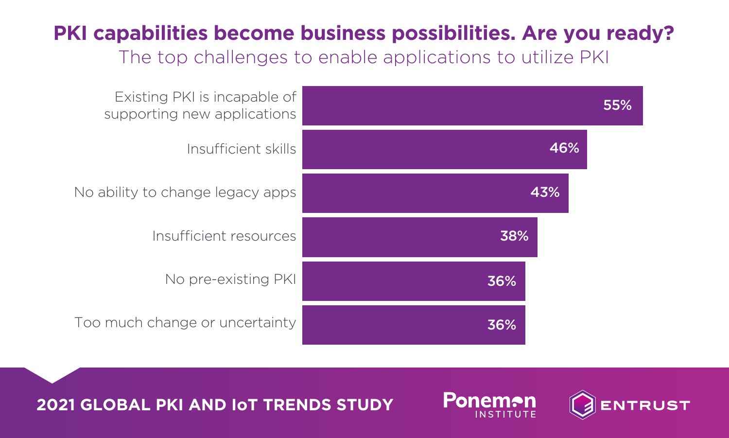# PKI capabilities become business possibilities. Are you ready?

## The top challenges to enable applications to utilize PKI

| Challenge | Percentage |
|---|---|
| Existing PKI is incapable of supporting new applications | 55% |
| Insufficient skills | 46% |
| No ability to change legacy apps | 43% |
| Insufficient resources | 38% |
| No pre-existing PKI | 36% |
| Too much change or uncertainty | 36% |

**2021 GLOBAL PKI AND IoT TRENDS STUDY**

Ponemon Institute | ENTRUST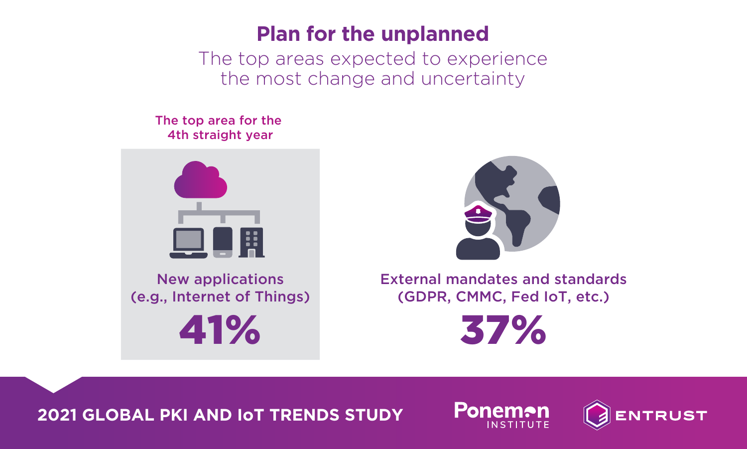# Plan for the unplanned

## The top areas expected to experience the most change and uncertainty

The top area for the 4th straight year

**New applications (e.g., Internet of Things)**

**41%**

**External mandates and standards (GDPR, CMMC, Fed IoT, etc.)**

**37%**

**2021 GLOBAL PKI AND IoT TRENDS STUDY**

Ponemon INSTITUTE

ENTRUST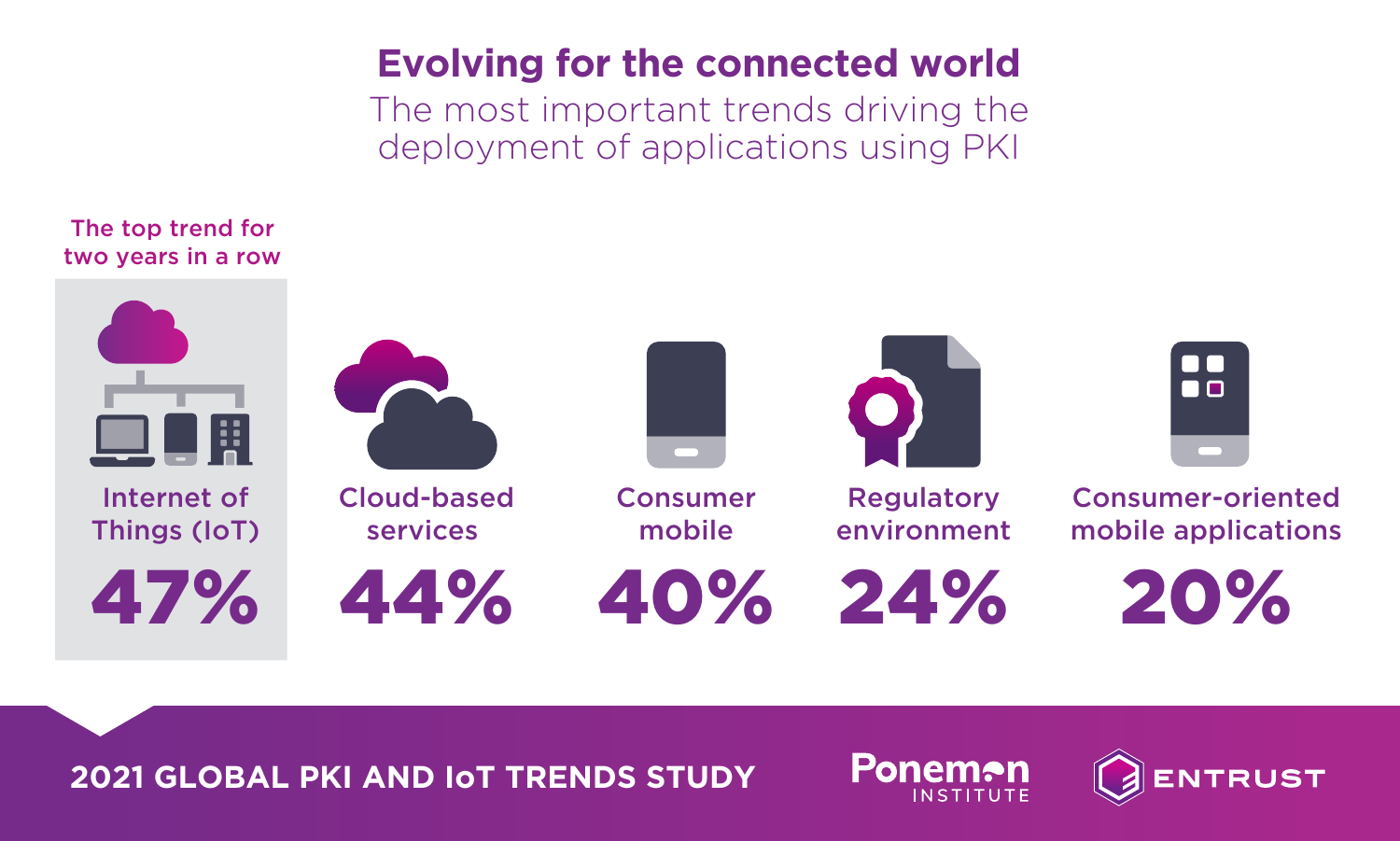# Evolving for the connected world

## The most important trends driving the deployment of applications using PKI

The top trend for two years in a row

**Internet of Things (IoT)**
**47%**

**Cloud-based services**
**44%**

**Consumer mobile**
**40%**

**Regulatory environment**
**24%**

**Consumer-oriented mobile applications**
**20%**

**2021 GLOBAL PKI AND IoT TRENDS STUDY**

Ponemon INSTITUTE

ENTRUST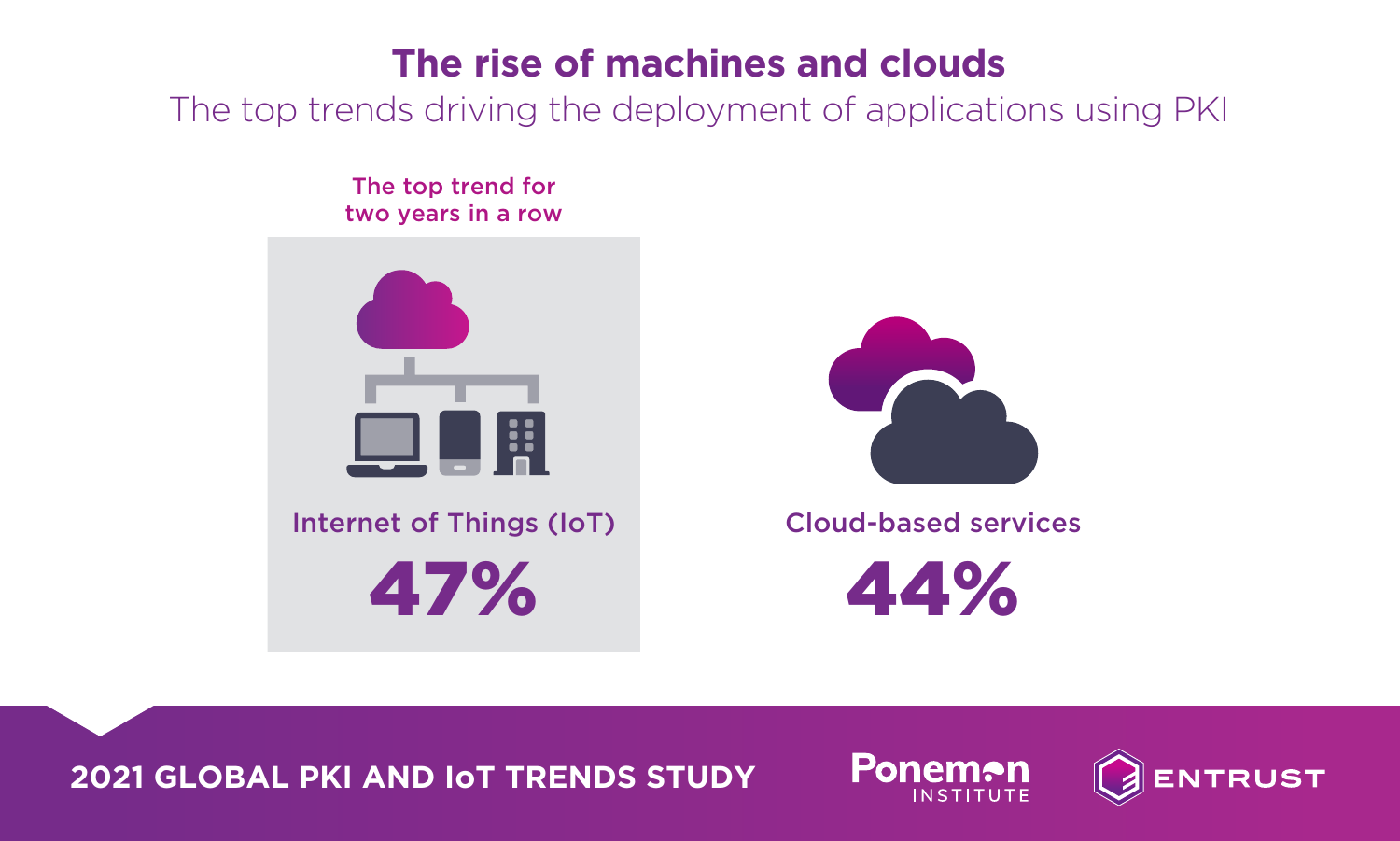# The rise of machines and clouds

The top trends driving the deployment of applications using PKI

**The top trend for two years in a row**

**Internet of Things (IoT)**

**47%**

**Cloud-based services**

**44%**

**2021 GLOBAL PKI AND IoT TRENDS STUDY**

Ponemon INSTITUTE

ENTRUST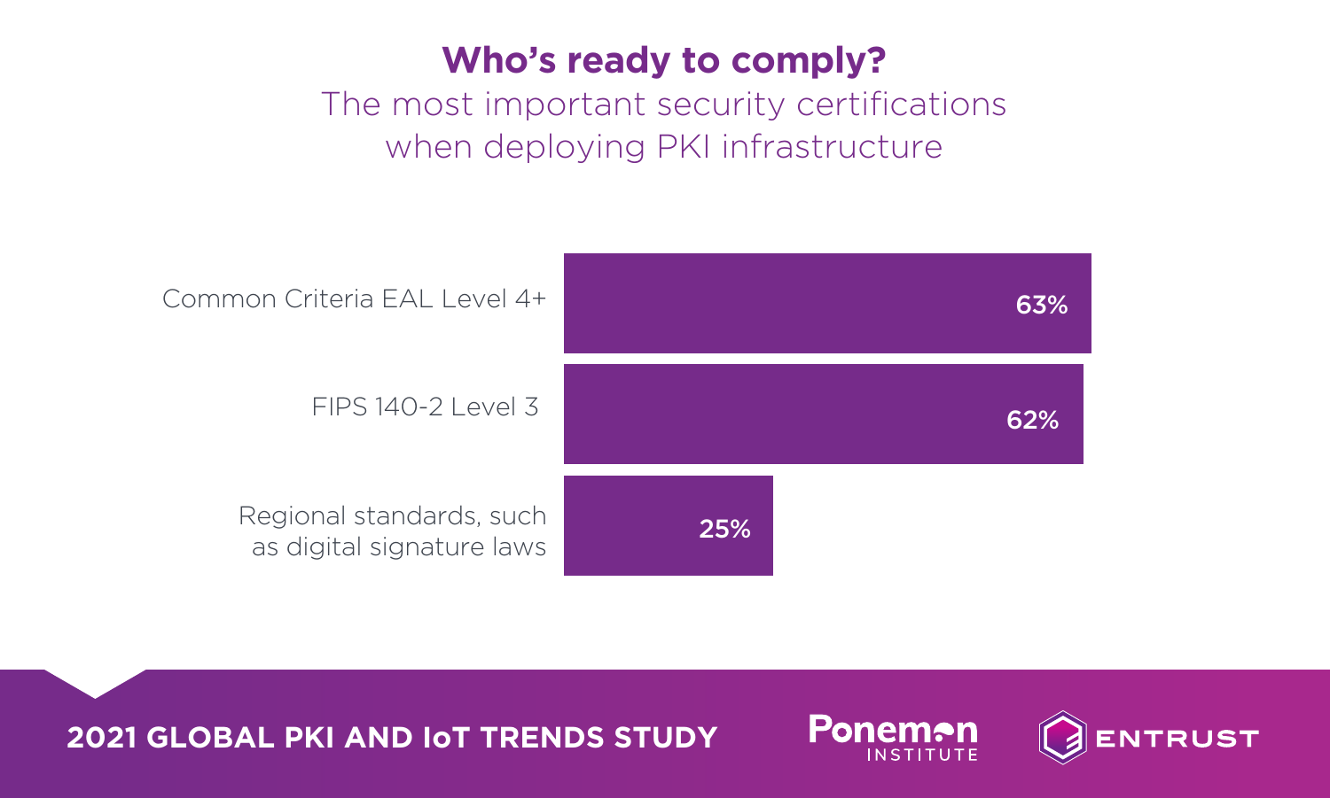# Who's ready to comply?

## The most important security certifications when deploying PKI infrastructure

| Certification | Percentage |
| --- | --- |
| Common Criteria EAL Level 4+ | 63% |
| FIPS 140-2 Level 3 | 62% |
| Regional standards, such as digital signature laws | 25% |

**2021 GLOBAL PKI AND IoT TRENDS STUDY**

Ponemon INSTITUTE

ENTRUST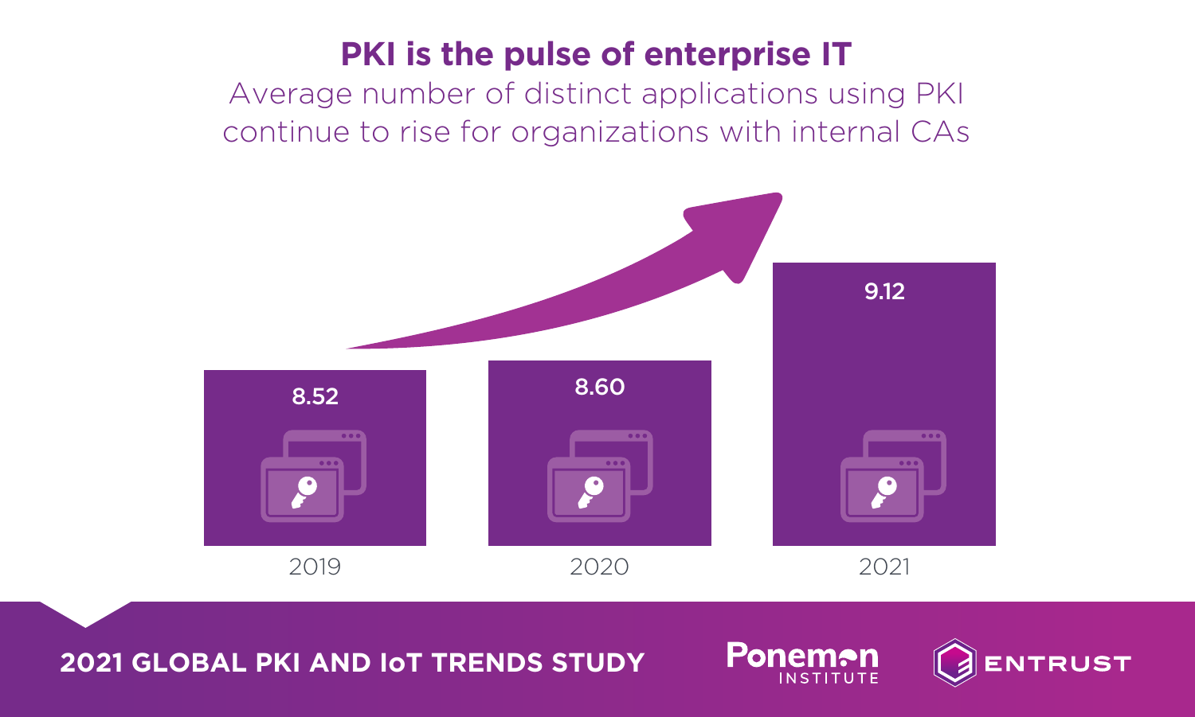# PKI is the pulse of enterprise IT

Average number of distinct applications using PKI continue to rise for organizations with internal CAs

| Year | Average number of distinct applications |
| --- | --- |
| 2019 | 8.52 |
| 2020 | 8.60 |
| 2021 | 9.12 |

**2021 GLOBAL PKI AND IoT TRENDS STUDY**

Ponemon INSTITUTE

ENTRUST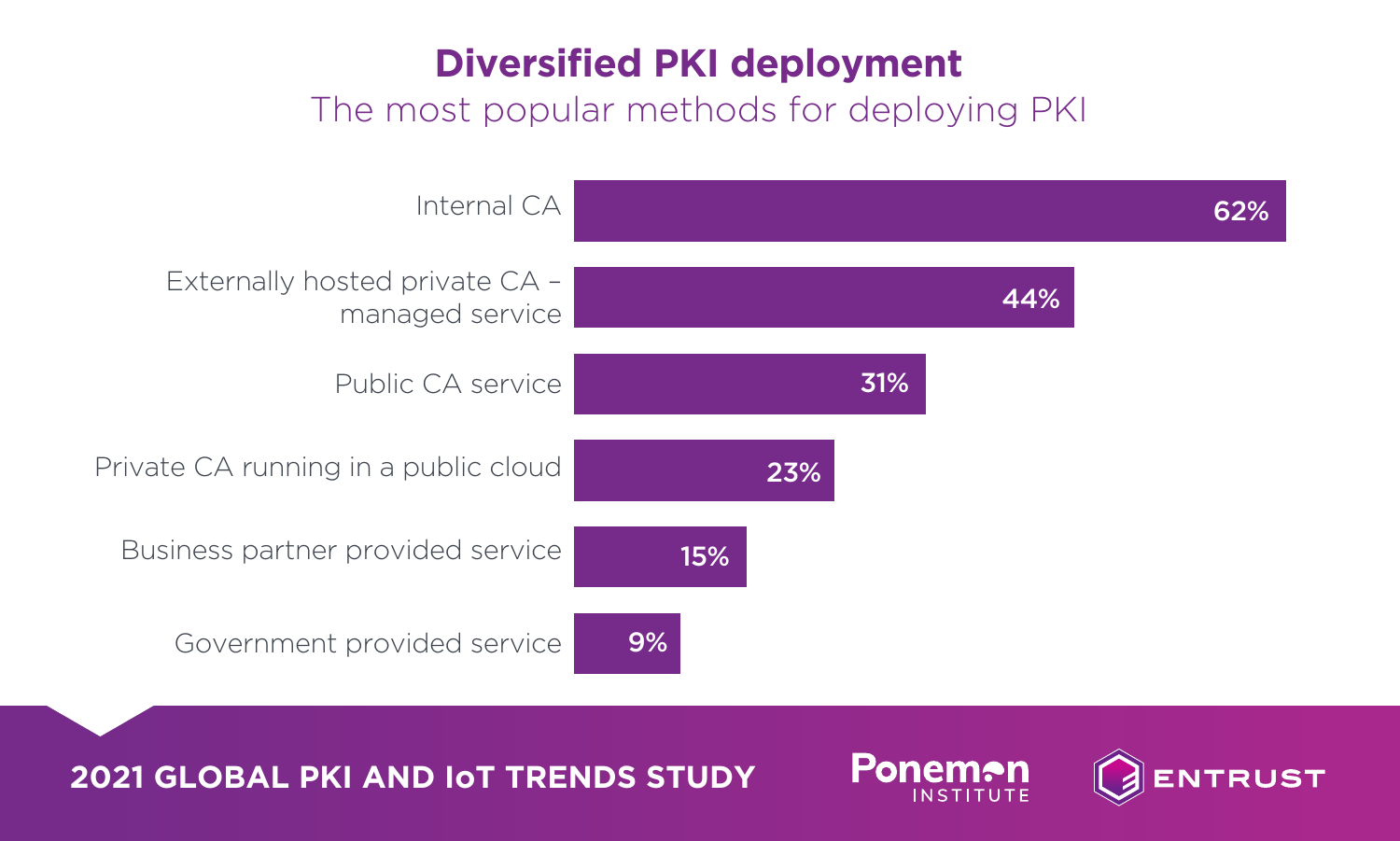# Diversified PKI deployment

The most popular methods for deploying PKI

Internal CA 62%

Externally hosted private CA – managed service 44%

Public CA service 31%

Private CA running in a public cloud 23%

Business partner provided service 15%

Government provided service 9%

2021 GLOBAL PKI AND IoT TRENDS STUDY

Ponemon INSTITUTE

ENTRUST